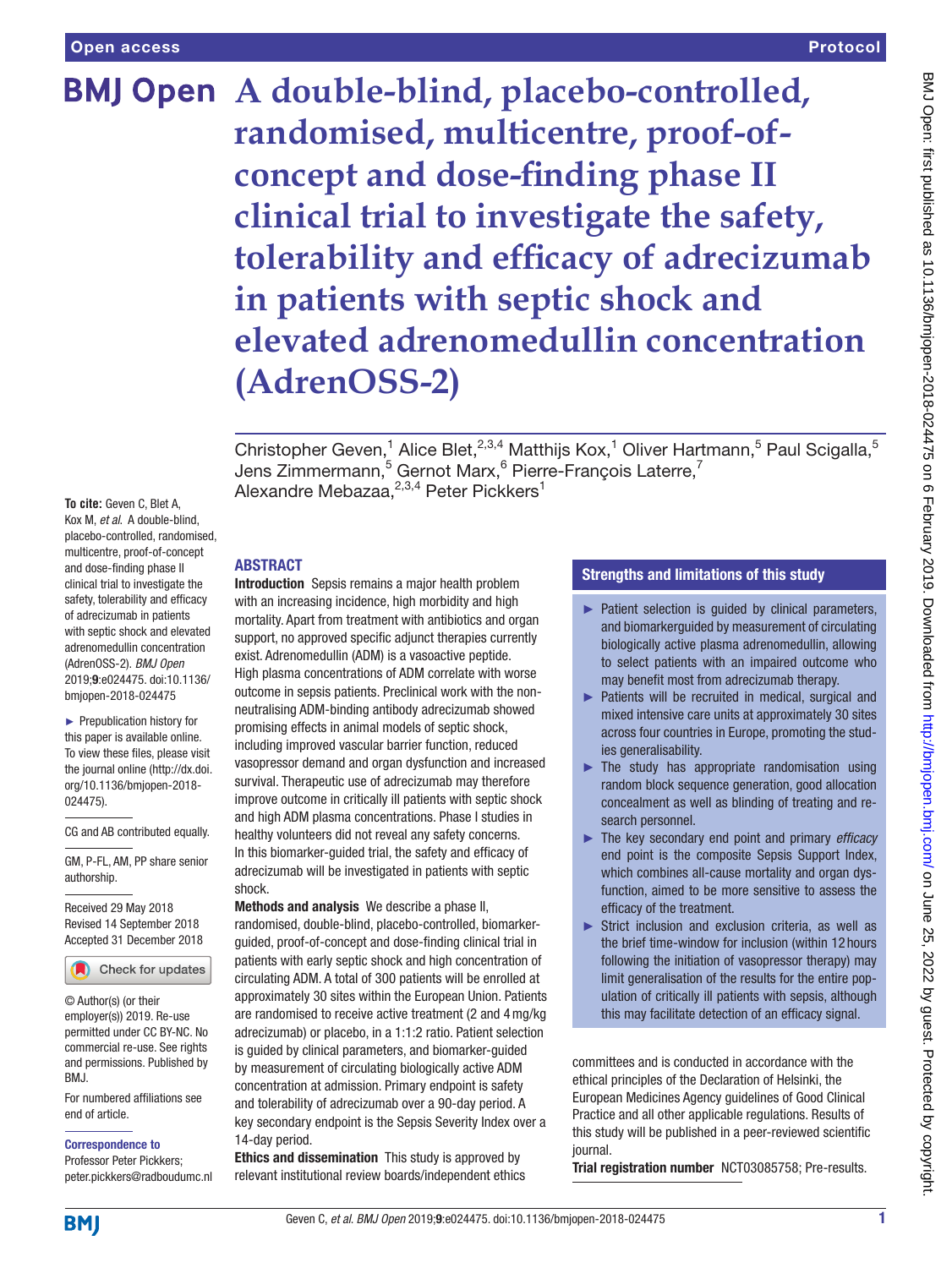# A double-blind, placebo-controlled, randomised, multicentre, proof-of-concept and dose-finding phase II clinical trial to investigate the safety, tolerability and efficacy of adrecizumab in patients with septic shock and elevated adrenomedullin concentration (AdrenOSS-2)

Christopher Geven,[1] Alice Blet,[2,3,4] Matthijs Kox,[1] Oliver Hartmann,[5] Paul Scigalla,[5] Jens Zimmermann,[5] Gernot Marx,[6] Pierre-François Laterre,[7] Alexandre Mebazaa,[2,3,4] Peter Pickkers[1]

**To cite:** Geven C, Blet A, Kox M, *et al*. A double-blind, placebo-controlled, randomised, multicentre, proof-of-concept and dose-finding phase II clinical trial to investigate the safety, tolerability and efficacy of adrecizumab in patients with septic shock and elevated adrenomedullin concentration (AdrenOSS-2). *BMJ Open* 2019;**9**:e024475. doi:10.1136/bmjopen-2018-024475

► Prepublication history for this paper is available online. To view these files, please visit the journal online (http://dx.doi.org/10.1136/bmjopen-2018-024475).

CG and AB contributed equally.

GM, P-FL, AM, PP share senior authorship.

Received 29 May 2018
Revised 14 September 2018
Accepted 31 December 2018

© Author(s) (or their employer(s)) 2019. Re-use permitted under CC BY-NC. No commercial re-use. See rights and permissions. Published by BMJ.

For numbered affiliations see end of article.

**Correspondence to**
Professor Peter Pickkers;
peter.pickkers@radboudumc.nl

## ABSTRACT

**Introduction** Sepsis remains a major health problem with an increasing incidence, high morbidity and high mortality. Apart from treatment with antibiotics and organ support, no approved specific adjunct therapies currently exist. Adrenomedullin (ADM) is a vasoactive peptide. High plasma concentrations of ADM correlate with worse outcome in sepsis patients. Preclinical work with the non-neutralising ADM-binding antibody adrecizumab showed promising effects in animal models of septic shock, including improved vascular barrier function, reduced vasopressor demand and organ dysfunction and increased survival. Therapeutic use of adrecizumab may therefore improve outcome in critically ill patients with septic shock and high ADM plasma concentrations. Phase I studies in healthy volunteers did not reveal any safety concerns. In this biomarker-guided trial, the safety and efficacy of adrecizumab will be investigated in patients with septic shock.

**Methods and analysis** We describe a phase II, randomised, double-blind, placebo-controlled, biomarker-guided, proof-of-concept and dose-finding clinical trial in patients with early septic shock and high concentration of circulating ADM. A total of 300 patients will be enrolled at approximately 30 sites within the European Union. Patients are randomised to receive active treatment (2 and 4 mg/kg adrecizumab) or placebo, in a 1:1:2 ratio. Patient selection is guided by clinical parameters, and biomarker-guided by measurement of circulating biologically active ADM concentration at admission. Primary endpoint is safety and tolerability of adrecizumab over a 90-day period. A key secondary endpoint is the Sepsis Severity Index over a 14-day period.

**Ethics and dissemination** This study is approved by relevant institutional review boards/independent ethics committees and is conducted in accordance with the ethical principles of the Declaration of Helsinki, the European Medicines Agency guidelines of Good Clinical Practice and all other applicable regulations. Results of this study will be published in a peer-reviewed scientific journal.

**Trial registration number** NCT03085758; Pre-results.

## Strengths and limitations of this study

- ► Patient selection is guided by clinical parameters, and biomarkerguided by measurement of circulating biologically active plasma adrenomedullin, allowing to select patients with an impaired outcome who may benefit most from adrecizumab therapy.
- ► Patients will be recruited in medical, surgical and mixed intensive care units at approximately 30 sites across four countries in Europe, promoting the studies generalisability.
- ► The study has appropriate randomisation using random block sequence generation, good allocation concealment as well as blinding of treating and research personnel.
- ► The key secondary end point and primary *efficacy* end point is the composite Sepsis Support Index, which combines all-cause mortality and organ dysfunction, aimed to be more sensitive to assess the efficacy of the treatment.
- ► Strict inclusion and exclusion criteria, as well as the brief time-window for inclusion (within 12 hours following the initiation of vasopressor therapy) may limit generalisation of the results for the entire population of critically ill patients with sepsis, although this may facilitate detection of an efficacy signal.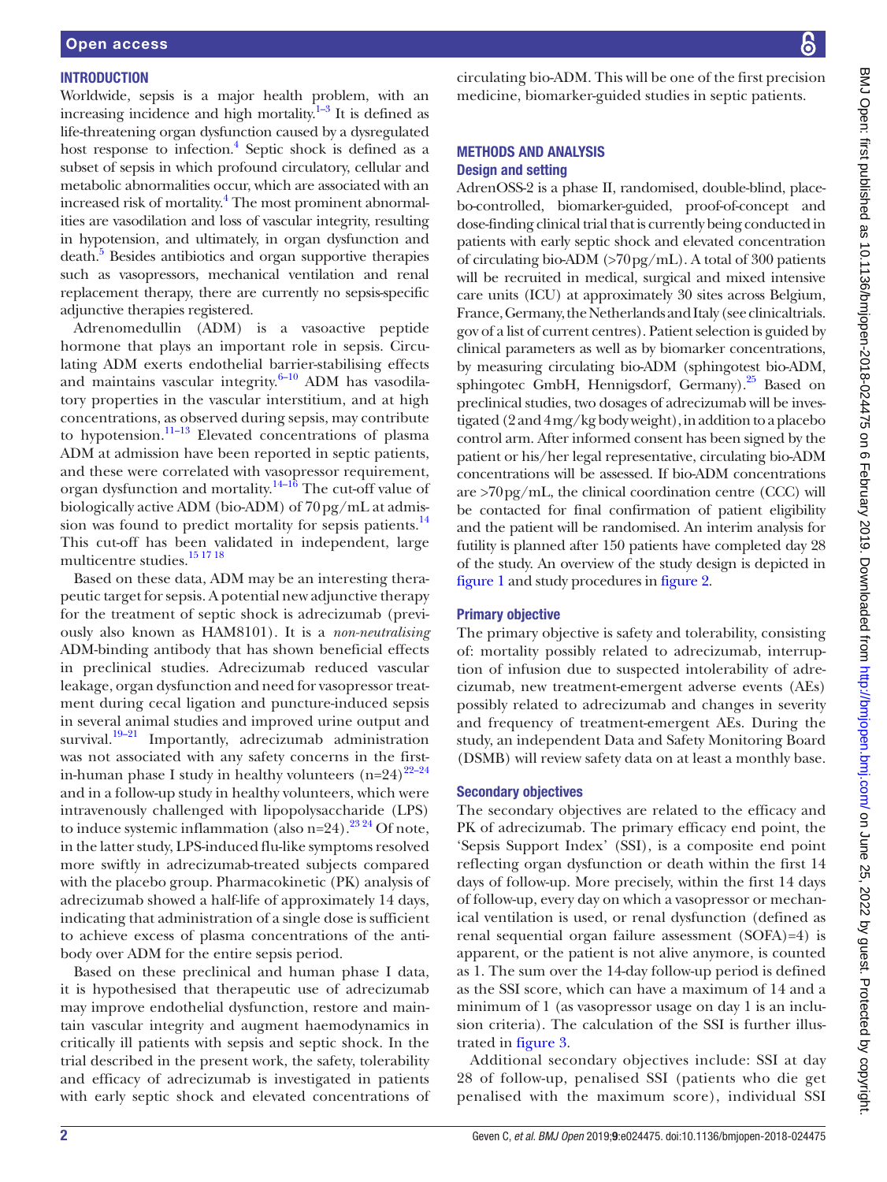## INTRODUCTION

Worldwide, sepsis is a major health problem, with an increasing incidence and high mortality.[1–3] It is defined as life-threatening organ dysfunction caused by a dysregulated host response to infection.[4] Septic shock is defined as a subset of sepsis in which profound circulatory, cellular and metabolic abnormalities occur, which are associated with an increased risk of mortality.[4] The most prominent abnormalities are vasodilation and loss of vascular integrity, resulting in hypotension, and ultimately, in organ dysfunction and death.[5] Besides antibiotics and organ supportive therapies such as vasopressors, mechanical ventilation and renal replacement therapy, there are currently no sepsis-specific adjunctive therapies registered.

Adrenomedullin (ADM) is a vasoactive peptide hormone that plays an important role in sepsis. Circulating ADM exerts endothelial barrier-stabilising effects and maintains vascular integrity.[6–10] ADM has vasodilatory properties in the vascular interstitium, and at high concentrations, as observed during sepsis, may contribute to hypotension.[11–13] Elevated concentrations of plasma ADM at admission have been reported in septic patients, and these were correlated with vasopressor requirement, organ dysfunction and mortality.[14–16] The cut-off value of biologically active ADM (bio-ADM) of 70 pg/mL at admission was found to predict mortality for sepsis patients.[14] This cut-off has been validated in independent, large multicentre studies.[15 17 18]

Based on these data, ADM may be an interesting therapeutic target for sepsis. A potential new adjunctive therapy for the treatment of septic shock is adrecizumab (previously also known as HAM8101). It is a *non-neutralising* ADM-binding antibody that has shown beneficial effects in preclinical studies. Adrecizumab reduced vascular leakage, organ dysfunction and need for vasopressor treatment during cecal ligation and puncture-induced sepsis in several animal studies and improved urine output and survival.[19–21] Importantly, adrecizumab administration was not associated with any safety concerns in the first-in-human phase I study in healthy volunteers (n=24)[22–24] and in a follow-up study in healthy volunteers, which were intravenously challenged with lipopolysaccharide (LPS) to induce systemic inflammation (also n=24).[23 24] Of note, in the latter study, LPS-induced flu-like symptoms resolved more swiftly in adrecizumab-treated subjects compared with the placebo group. Pharmacokinetic (PK) analysis of adrecizumab showed a half-life of approximately 14 days, indicating that administration of a single dose is sufficient to achieve excess of plasma concentrations of the antibody over ADM for the entire sepsis period.

Based on these preclinical and human phase I data, it is hypothesised that therapeutic use of adrecizumab may improve endothelial dysfunction, restore and maintain vascular integrity and augment haemodynamics in critically ill patients with sepsis and septic shock. In the trial described in the present work, the safety, tolerability and efficacy of adrecizumab is investigated in patients with early septic shock and elevated concentrations of circulating bio-ADM. This will be one of the first precision medicine, biomarker-guided studies in septic patients.

## METHODS AND ANALYSIS

### Design and setting

AdrenOSS-2 is a phase II, randomised, double-blind, placebo-controlled, biomarker-guided, proof-of-concept and dose-finding clinical trial that is currently being conducted in patients with early septic shock and elevated concentration of circulating bio-ADM (>70 pg/mL). A total of 300 patients will be recruited in medical, surgical and mixed intensive care units (ICU) at approximately 30 sites across Belgium, France, Germany, the Netherlands and Italy (see clinicaltrials.gov of a list of current centres). Patient selection is guided by clinical parameters as well as by biomarker concentrations, by measuring circulating bio-ADM (sphingotest bio-ADM, sphingotec GmbH, Hennigsdorf, Germany).[25] Based on preclinical studies, two dosages of adrecizumab will be investigated (2 and 4 mg/kg body weight), in addition to a placebo control arm. After informed consent has been signed by the patient or his/her legal representative, circulating bio-ADM concentrations will be assessed. If bio-ADM concentrations are >70 pg/mL, the clinical coordination centre (CCC) will be contacted for final confirmation of patient eligibility and the patient will be randomised. An interim analysis for futility is planned after 150 patients have completed day 28 of the study. An overview of the study design is depicted in figure 1 and study procedures in figure 2.

### Primary objective

The primary objective is safety and tolerability, consisting of: mortality possibly related to adrecizumab, interruption of infusion due to suspected intolerability of adrecizumab, new treatment-emergent adverse events (AEs) possibly related to adrecizumab and changes in severity and frequency of treatment-emergent AEs. During the study, an independent Data and Safety Monitoring Board (DSMB) will review safety data on at least a monthly base.

### Secondary objectives

The secondary objectives are related to the efficacy and PK of adrecizumab. The primary efficacy end point, the 'Sepsis Support Index' (SSI), is a composite end point reflecting organ dysfunction or death within the first 14 days of follow-up. More precisely, within the first 14 days of follow-up, every day on which a vasopressor or mechanical ventilation is used, or renal dysfunction (defined as renal sequential organ failure assessment (SOFA)=4) is apparent, or the patient is not alive anymore, is counted as 1. The sum over the 14-day follow-up period is defined as the SSI score, which can have a maximum of 14 and a minimum of 1 (as vasopressor usage on day 1 is an inclusion criteria). The calculation of the SSI is further illustrated in figure 3.

Additional secondary objectives include: SSI at day 28 of follow-up, penalised SSI (patients who die get penalised with the maximum score), individual SSI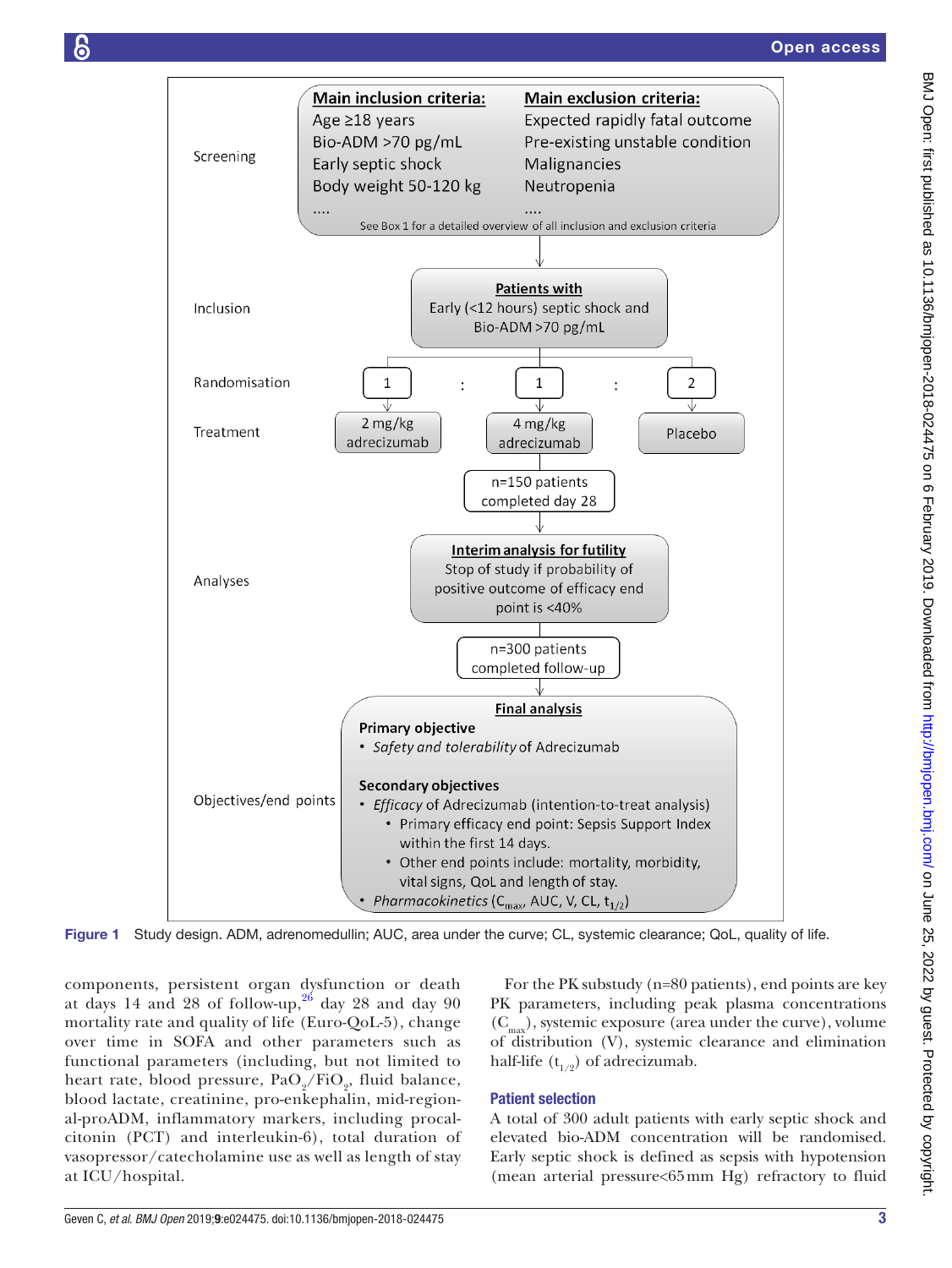Screening

**Main inclusion criteria:**
Age ≥18 years
Bio-ADM >70 pg/mL
Early septic shock
Body weight 50-120 kg
....

**Main exclusion criteria:**
Expected rapidly fatal outcome
Pre-existing unstable condition
Malignancies
Neutropenia
....

See Box 1 for a detailed overview of all inclusion and exclusion criteria

Inclusion

**Patients with**
Early (<12 hours) septic shock and Bio-ADM >70 pg/mL

Randomisation

1 : 1 : 2

Treatment

2 mg/kg adrecizumab | 4 mg/kg adrecizumab | Placebo

n=150 patients completed day 28

Analyses

**Interim analysis for futility**
Stop of study if probability of positive outcome of efficacy end point is <40%

n=300 patients completed follow-up

Objectives/end points

**Final analysis**

**Primary objective**

- *Safety and tolerability* of Adrecizumab

**Secondary objectives**

- *Efficacy* of Adrecizumab (intention-to-treat analysis)
  - Primary efficacy end point: Sepsis Support Index within the first 14 days.
  - Other end points include: mortality, morbidity, vital signs, QoL and length of stay.
- *Pharmacokinetics* ($C_{max}$, AUC, V, CL, $t_{1/2}$)

**Figure 1** Study design. ADM, adrenomedullin; AUC, area under the curve; CL, systemic clearance; QoL, quality of life.

components, persistent organ dysfunction or death at days 14 and 28 of follow-up,[26] day 28 and day 90 mortality rate and quality of life (Euro-QoL-5), change over time in SOFA and other parameters such as functional parameters (including, but not limited to heart rate, blood pressure, $PaO_2/FiO_2$, fluid balance, blood lactate, creatinine, pro-enkephalin, mid-regional-proADM, inflammatory markers, including procalcitonin (PCT) and interleukin-6), total duration of vasopressor/catecholamine use as well as length of stay at ICU/hospital.

For the PK substudy (n=80 patients), end points are key PK parameters, including peak plasma concentrations ($C_{max}$), systemic exposure (area under the curve), volume of distribution (V), systemic clearance and elimination half-life ($t_{1/2}$) of adrecizumab.

## Patient selection

A total of 300 adult patients with early septic shock and elevated bio-ADM concentration will be randomised. Early septic shock is defined as sepsis with hypotension (mean arterial pressure<65 mm Hg) refractory to fluid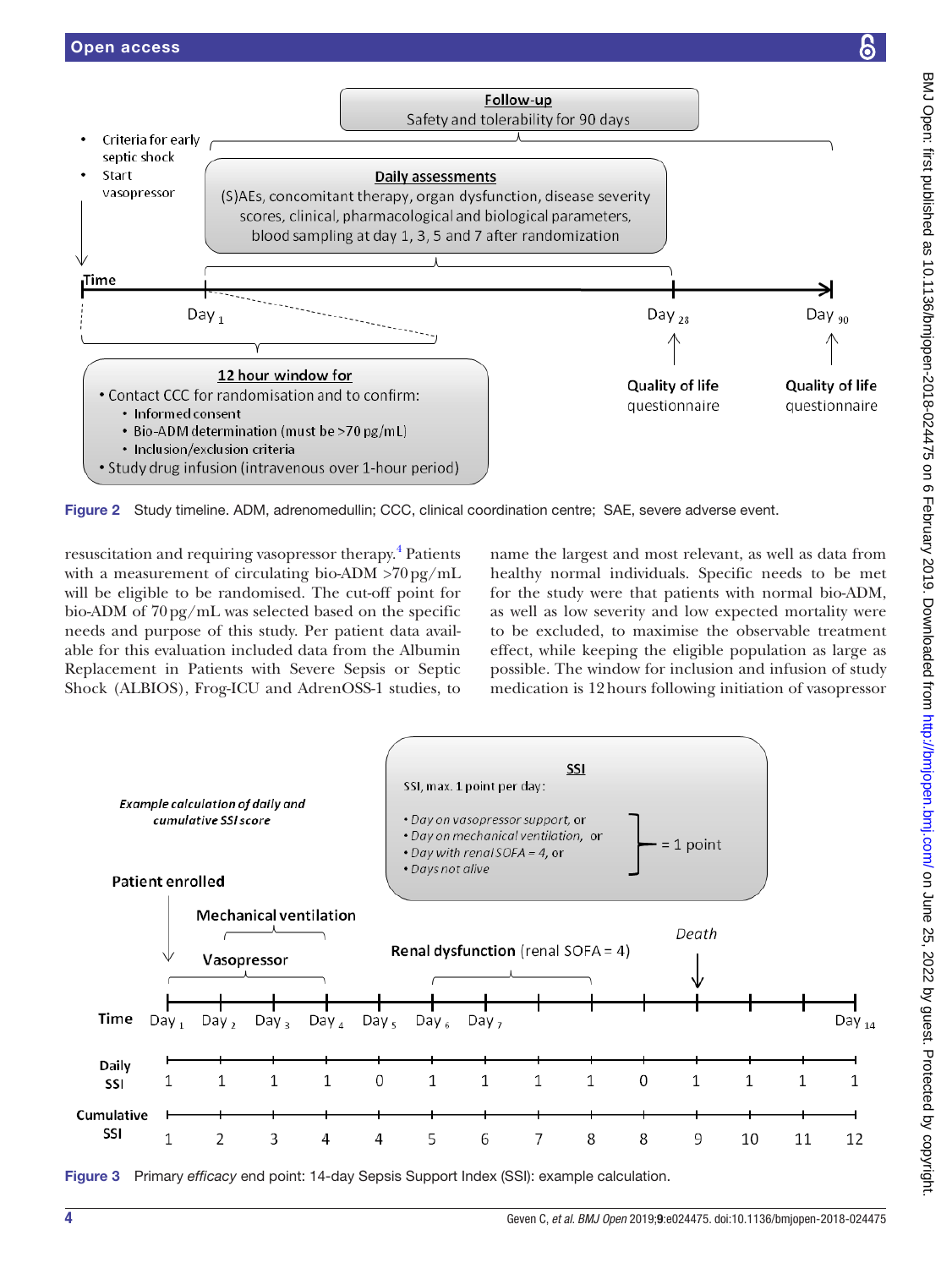Figure 2 Study timeline. ADM, adrenomedullin; CCC, clinical coordination centre; SAE, severe adverse event.

resuscitation and requiring vasopressor therapy.[4] Patients with a measurement of circulating bio-ADM >70 pg/mL will be eligible to be randomised. The cut-off point for bio-ADM of 70 pg/mL was selected based on the specific needs and purpose of this study. Per patient data available for this evaluation included data from the Albumin Replacement in Patients with Severe Sepsis or Septic Shock (ALBIOS), Frog-ICU and AdrenOSS-1 studies, to name the largest and most relevant, as well as data from healthy normal individuals. Specific needs to be met for the study were that patients with normal bio-ADM, as well as low severity and low expected mortality were to be excluded, to maximise the observable treatment effect, while keeping the eligible population as large as possible. The window for inclusion and infusion of study medication is 12 hours following initiation of vasopressor

Figure 3 Primary *efficacy* end point: 14-day Sepsis Support Index (SSI): example calculation.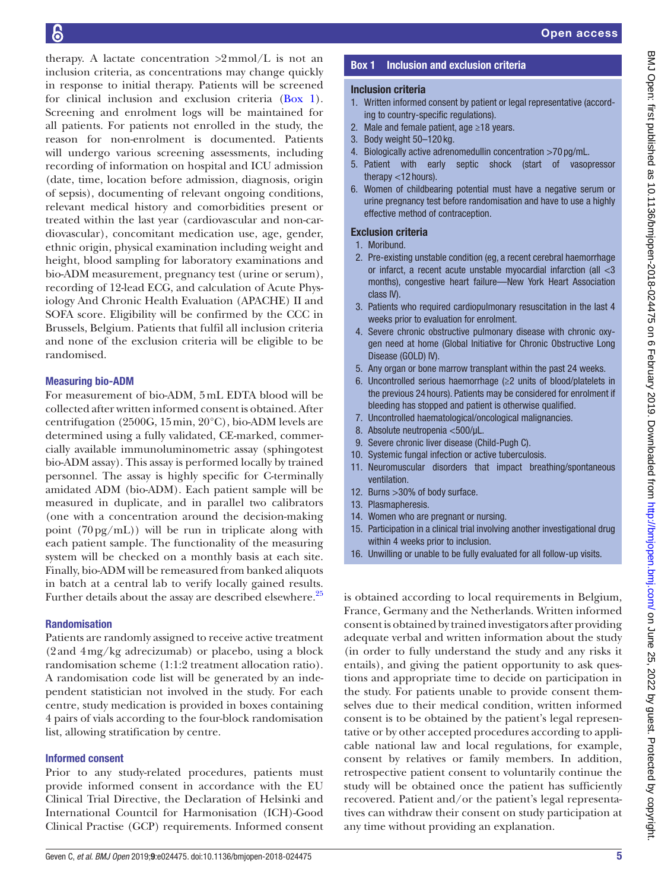therapy. A lactate concentration >2 mmol/L is not an inclusion criteria, as concentrations may change quickly in response to initial therapy. Patients will be screened for clinical inclusion and exclusion criteria (Box 1). Screening and enrolment logs will be maintained for all patients. For patients not enrolled in the study, the reason for non-enrolment is documented. Patients will undergo various screening assessments, including recording of information on hospital and ICU admission (date, time, location before admission, diagnosis, origin of sepsis), documenting of relevant ongoing conditions, relevant medical history and comorbidities present or treated within the last year (cardiovascular and non-cardiovascular), concomitant medication use, age, gender, ethnic origin, physical examination including weight and height, blood sampling for laboratory examinations and bio-ADM measurement, pregnancy test (urine or serum), recording of 12-lead ECG, and calculation of Acute Physiology And Chronic Health Evaluation (APACHE) II and SOFA score. Eligibility will be confirmed by the CCC in Brussels, Belgium. Patients that fulfil all inclusion criteria and none of the exclusion criteria will be eligible to be randomised.

### Measuring bio-ADM

For measurement of bio-ADM, 5 mL EDTA blood will be collected after written informed consent is obtained. After centrifugation (2500G, 15 min, 20°C), bio-ADM levels are determined using a fully validated, CE-marked, commercially available immunoluminometric assay (sphingotest bio-ADM assay). This assay is performed locally by trained personnel. The assay is highly specific for C-terminally amidated ADM (bio-ADM). Each patient sample will be measured in duplicate, and in parallel two calibrators (one with a concentration around the decision-making point (70 pg/mL)) will be run in triplicate along with each patient sample. The functionality of the measuring system will be checked on a monthly basis at each site. Finally, bio-ADM will be remeasured from banked aliquots in batch at a central lab to verify locally gained results. Further details about the assay are described elsewhere.[25]

### Randomisation

Patients are randomly assigned to receive active treatment (2 and 4 mg/kg adrecizumab) or placebo, using a block randomisation scheme (1:1:2 treatment allocation ratio). A randomisation code list will be generated by an independent statistician not involved in the study. For each centre, study medication is provided in boxes containing 4 pairs of vials according to the four-block randomisation list, allowing stratification by centre.

### Informed consent

Prior to any study-related procedures, patients must provide informed consent in accordance with the EU Clinical Trial Directive, the Declaration of Helsinki and International Countcil for Harmonisation (ICH)-Good Clinical Practise (GCP) requirements. Informed consent is obtained according to local requirements in Belgium, France, Germany and the Netherlands. Written informed consent is obtained by trained investigators after providing adequate verbal and written information about the study (in order to fully understand the study and any risks it entails), and giving the patient opportunity to ask questions and appropriate time to decide on participation in the study. For patients unable to provide consent themselves due to their medical condition, written informed consent is to be obtained by the patient's legal representative or by other accepted procedures according to applicable national law and local regulations, for example, consent by relatives or family members. In addition, retrospective patient consent to voluntarily continue the study will be obtained once the patient has sufficiently recovered. Patient and/or the patient's legal representatives can withdraw their consent on study participation at any time without providing an explanation.

> **Box 1 Inclusion and exclusion criteria**
>
> **Inclusion criteria**
>
> 1. Written informed consent by patient or legal representative (according to country-specific regulations).
> 2. Male and female patient, age ≥18 years.
> 3. Body weight 50–120 kg.
> 4. Biologically active adrenomedullin concentration >70 pg/mL.
> 5. Patient with early septic shock (start of vasopressor therapy <12 hours).
> 6. Women of childbearing potential must have a negative serum or urine pregnancy test before randomisation and have to use a highly effective method of contraception.
>
> **Exclusion criteria**
>
> 1. Moribund.
> 2. Pre-existing unstable condition (eg, a recent cerebral haemorrhage or infarct, a recent acute unstable myocardial infarction (all <3 months), congestive heart failure—New York Heart Association class IV).
> 3. Patients who required cardiopulmonary resuscitation in the last 4 weeks prior to evaluation for enrolment.
> 4. Severe chronic obstructive pulmonary disease with chronic oxygen need at home (Global Initiative for Chronic Obstructive Long Disease (GOLD) IV).
> 5. Any organ or bone marrow transplant within the past 24 weeks.
> 6. Uncontrolled serious haemorrhage (≥2 units of blood/platelets in the previous 24 hours). Patients may be considered for enrolment if bleeding has stopped and patient is otherwise qualified.
> 7. Uncontrolled haematological/oncological malignancies.
> 8. Absolute neutropenia <500/µL.
> 9. Severe chronic liver disease (Child-Pugh C).
> 10. Systemic fungal infection or active tuberculosis.
> 11. Neuromuscular disorders that impact breathing/spontaneous ventilation.
> 12. Burns >30% of body surface.
> 13. Plasmapheresis.
> 14. Women who are pregnant or nursing.
> 15. Participation in a clinical trial involving another investigational drug within 4 weeks prior to inclusion.
> 16. Unwilling or unable to be fully evaluated for all follow-up visits.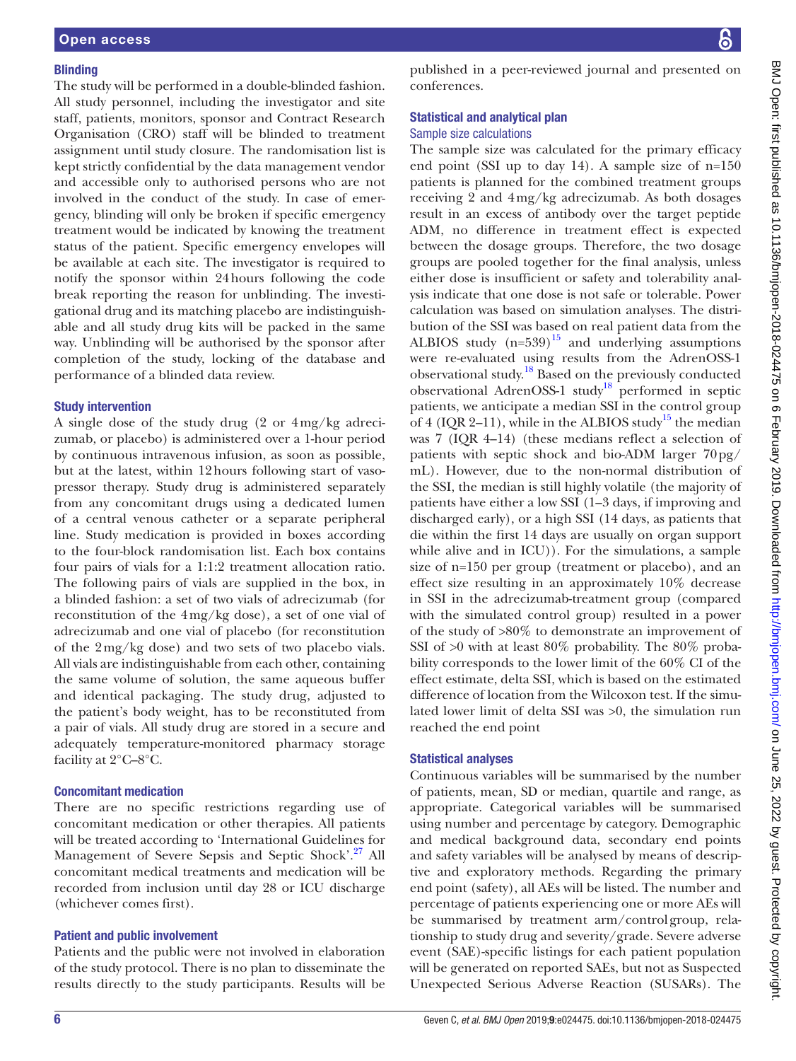### Blinding

The study will be performed in a double-blinded fashion. All study personnel, including the investigator and site staff, patients, monitors, sponsor and Contract Research Organisation (CRO) staff will be blinded to treatment assignment until study closure. The randomisation list is kept strictly confidential by the data management vendor and accessible only to authorised persons who are not involved in the conduct of the study. In case of emergency, blinding will only be broken if specific emergency treatment would be indicated by knowing the treatment status of the patient. Specific emergency envelopes will be available at each site. The investigator is required to notify the sponsor within 24 hours following the code break reporting the reason for unblinding. The investigational drug and its matching placebo are indistinguishable and all study drug kits will be packed in the same way. Unblinding will be authorised by the sponsor after completion of the study, locking of the database and performance of a blinded data review.

### Study intervention

A single dose of the study drug (2 or 4 mg/kg adrecizumab, or placebo) is administered over a 1-hour period by continuous intravenous infusion, as soon as possible, but at the latest, within 12 hours following start of vasopressor therapy. Study drug is administered separately from any concomitant drugs using a dedicated lumen of a central venous catheter or a separate peripheral line. Study medication is provided in boxes according to the four-block randomisation list. Each box contains four pairs of vials for a 1:1:2 treatment allocation ratio. The following pairs of vials are supplied in the box, in a blinded fashion: a set of two vials of adrecizumab (for reconstitution of the 4 mg/kg dose), a set of one vial of adrecizumab and one vial of placebo (for reconstitution of the 2 mg/kg dose) and two sets of two placebo vials. All vials are indistinguishable from each other, containing the same volume of solution, the same aqueous buffer and identical packaging. The study drug, adjusted to the patient's body weight, has to be reconstituted from a pair of vials. All study drug are stored in a secure and adequately temperature-monitored pharmacy storage facility at 2°C–8°C.

### Concomitant medication

There are no specific restrictions regarding use of concomitant medication or other therapies. All patients will be treated according to 'International Guidelines for Management of Severe Sepsis and Septic Shock'.[27] All concomitant medical treatments and medication will be recorded from inclusion until day 28 or ICU discharge (whichever comes first).

### Patient and public involvement

Patients and the public were not involved in elaboration of the study protocol. There is no plan to disseminate the results directly to the study participants. Results will be published in a peer-reviewed journal and presented on conferences.

### Statistical and analytical plan

#### Sample size calculations

The sample size was calculated for the primary efficacy end point (SSI up to day 14). A sample size of n=150 patients is planned for the combined treatment groups receiving 2 and 4 mg/kg adrecizumab. As both dosages result in an excess of antibody over the target peptide ADM, no difference in treatment effect is expected between the dosage groups. Therefore, the two dosage groups are pooled together for the final analysis, unless either dose is insufficient or safety and tolerability analysis indicate that one dose is not safe or tolerable. Power calculation was based on simulation analyses. The distribution of the SSI was based on real patient data from the ALBIOS study (n=539)[15] and underlying assumptions were re-evaluated using results from the AdrenOSS-1 observational study.[18] Based on the previously conducted observational AdrenOSS-1 study[18] performed in septic patients, we anticipate a median SSI in the control group of 4 (IQR 2–11), while in the ALBIOS study[15] the median was 7 (IQR 4–14) (these medians reflect a selection of patients with septic shock and bio-ADM larger 70 pg/mL). However, due to the non-normal distribution of the SSI, the median is still highly volatile (the majority of patients have either a low SSI (1–3 days, if improving and discharged early), or a high SSI (14 days, as patients that die within the first 14 days are usually on organ support while alive and in ICU)). For the simulations, a sample size of n=150 per group (treatment or placebo), and an effect size resulting in an approximately 10% decrease in SSI in the adrecizumab-treatment group (compared with the simulated control group) resulted in a power of the study of >80% to demonstrate an improvement of SSI of >0 with at least 80% probability. The 80% probability corresponds to the lower limit of the 60% CI of the effect estimate, delta SSI, which is based on the estimated difference of location from the Wilcoxon test. If the simulated lower limit of delta SSI was >0, the simulation run reached the end point

### Statistical analyses

Continuous variables will be summarised by the number of patients, mean, SD or median, quartile and range, as appropriate. Categorical variables will be summarised using number and percentage by category. Demographic and medical background data, secondary end points and safety variables will be analysed by means of descriptive and exploratory methods. Regarding the primary end point (safety), all AEs will be listed. The number and percentage of patients experiencing one or more AEs will be summarised by treatment arm/control group, relationship to study drug and severity/grade. Severe adverse event (SAE)-specific listings for each patient population will be generated on reported SAEs, but not as Suspected Unexpected Serious Adverse Reaction (SUSARs). The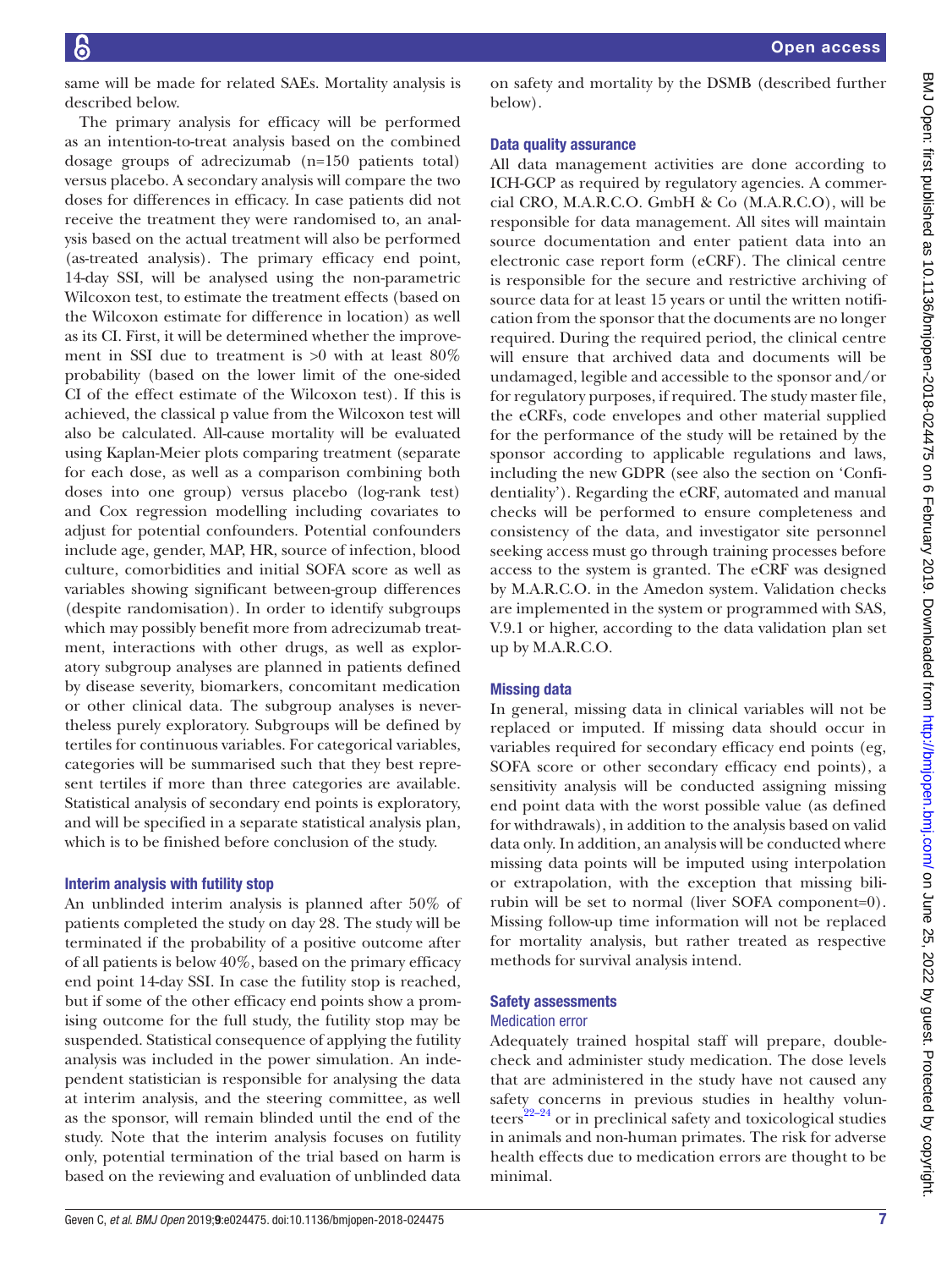same will be made for related SAEs. Mortality analysis is described below.

The primary analysis for efficacy will be performed as an intention-to-treat analysis based on the combined dosage groups of adrecizumab (n=150 patients total) versus placebo. A secondary analysis will compare the two doses for differences in efficacy. In case patients did not receive the treatment they were randomised to, an analysis based on the actual treatment will also be performed (as-treated analysis). The primary efficacy end point, 14-day SSI, will be analysed using the non-parametric Wilcoxon test, to estimate the treatment effects (based on the Wilcoxon estimate for difference in location) as well as its CI. First, it will be determined whether the improvement in SSI due to treatment is >0 with at least 80% probability (based on the lower limit of the one-sided CI of the effect estimate of the Wilcoxon test). If this is achieved, the classical p value from the Wilcoxon test will also be calculated. All-cause mortality will be evaluated using Kaplan-Meier plots comparing treatment (separate for each dose, as well as a comparison combining both doses into one group) versus placebo (log-rank test) and Cox regression modelling including covariates to adjust for potential confounders. Potential confounders include age, gender, MAP, HR, source of infection, blood culture, comorbidities and initial SOFA score as well as variables showing significant between-group differences (despite randomisation). In order to identify subgroups which may possibly benefit more from adrecizumab treatment, interactions with other drugs, as well as exploratory subgroup analyses are planned in patients defined by disease severity, biomarkers, concomitant medication or other clinical data. The subgroup analyses is nevertheless purely exploratory. Subgroups will be defined by tertiles for continuous variables. For categorical variables, categories will be summarised such that they best represent tertiles if more than three categories are available. Statistical analysis of secondary end points is exploratory, and will be specified in a separate statistical analysis plan, which is to be finished before conclusion of the study.

### Interim analysis with futility stop

An unblinded interim analysis is planned after 50% of patients completed the study on day 28. The study will be terminated if the probability of a positive outcome after of all patients is below 40%, based on the primary efficacy end point 14-day SSI. In case the futility stop is reached, but if some of the other efficacy end points show a promising outcome for the full study, the futility stop may be suspended. Statistical consequence of applying the futility analysis was included in the power simulation. An independent statistician is responsible for analysing the data at interim analysis, and the steering committee, as well as the sponsor, will remain blinded until the end of the study. Note that the interim analysis focuses on futility only, potential termination of the trial based on harm is based on the reviewing and evaluation of unblinded data on safety and mortality by the DSMB (described further below).

### Data quality assurance

All data management activities are done according to ICH-GCP as required by regulatory agencies. A commercial CRO, M.A.R.C.O. GmbH & Co (M.A.R.C.O), will be responsible for data management. All sites will maintain source documentation and enter patient data into an electronic case report form (eCRF). The clinical centre is responsible for the secure and restrictive archiving of source data for at least 15 years or until the written notification from the sponsor that the documents are no longer required. During the required period, the clinical centre will ensure that archived data and documents will be undamaged, legible and accessible to the sponsor and/or for regulatory purposes, if required. The study master file, the eCRFs, code envelopes and other material supplied for the performance of the study will be retained by the sponsor according to applicable regulations and laws, including the new GDPR (see also the section on 'Confidentiality'). Regarding the eCRF, automated and manual checks will be performed to ensure completeness and consistency of the data, and investigator site personnel seeking access must go through training processes before access to the system is granted. The eCRF was designed by M.A.R.C.O. in the Amedon system. Validation checks are implemented in the system or programmed with SAS, V.9.1 or higher, according to the data validation plan set up by M.A.R.C.O.

### Missing data

In general, missing data in clinical variables will not be replaced or imputed. If missing data should occur in variables required for secondary efficacy end points (eg, SOFA score or other secondary efficacy end points), a sensitivity analysis will be conducted assigning missing end point data with the worst possible value (as defined for withdrawals), in addition to the analysis based on valid data only. In addition, an analysis will be conducted where missing data points will be imputed using interpolation or extrapolation, with the exception that missing bilirubin will be set to normal (liver SOFA component=0). Missing follow-up time information will not be replaced for mortality analysis, but rather treated as respective methods for survival analysis intend.

### Safety assessments

#### Medication error

Adequately trained hospital staff will prepare, double-check and administer study medication. The dose levels that are administered in the study have not caused any safety concerns in previous studies in healthy volunteers[22–24] or in preclinical safety and toxicological studies in animals and non-human primates. The risk for adverse health effects due to medication errors are thought to be minimal.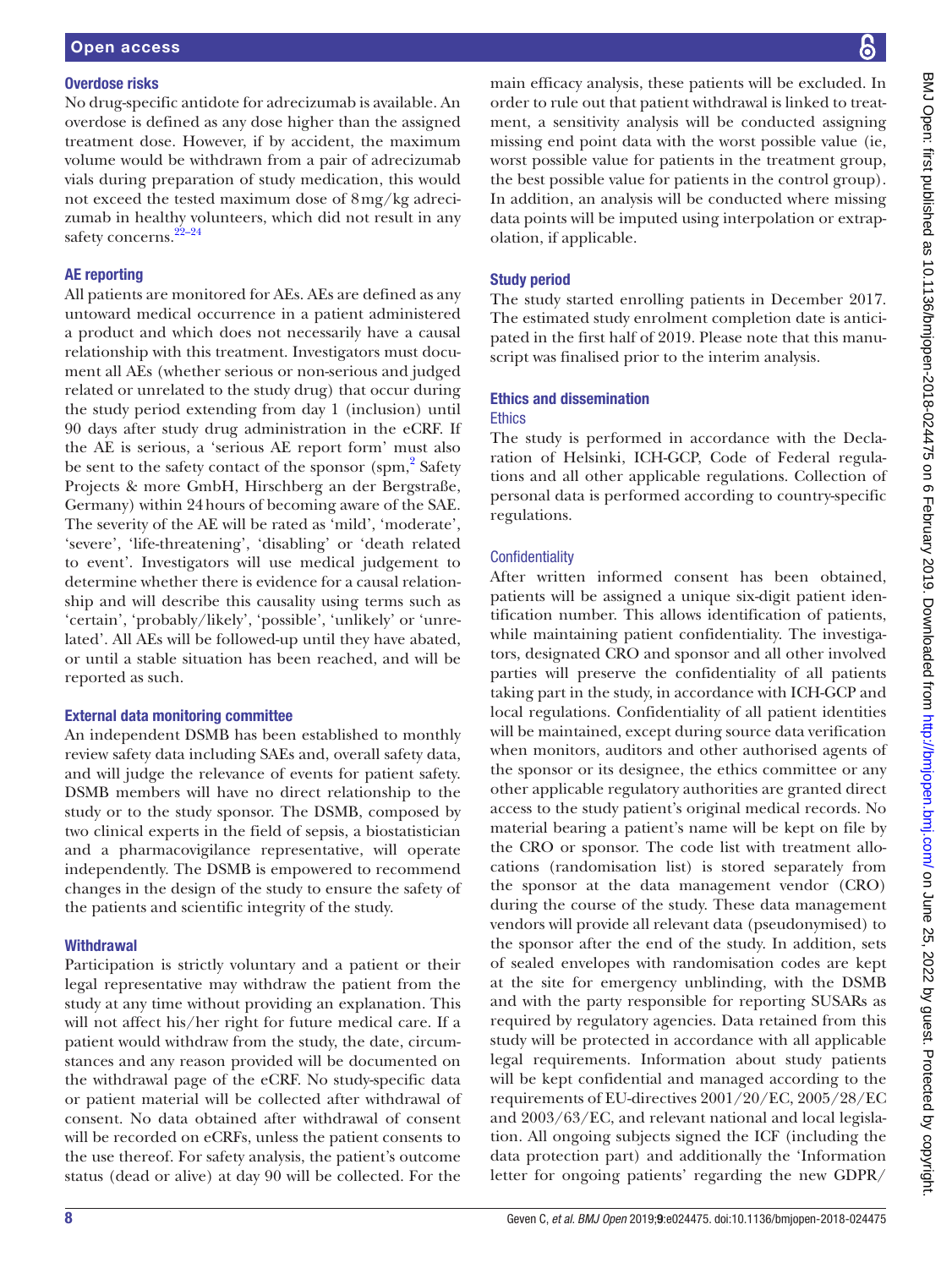### Overdose risks

No drug-specific antidote for adrecizumab is available. An overdose is defined as any dose higher than the assigned treatment dose. However, if by accident, the maximum volume would be withdrawn from a pair of adrecizumab vials during preparation of study medication, this would not exceed the tested maximum dose of 8 mg/kg adrecizumab in healthy volunteers, which did not result in any safety concerns.[22–24]

### AE reporting

All patients are monitored for AEs. AEs are defined as any untoward medical occurrence in a patient administered a product and which does not necessarily have a causal relationship with this treatment. Investigators must document all AEs (whether serious or non-serious and judged related or unrelated to the study drug) that occur during the study period extending from day 1 (inclusion) until 90 days after study drug administration in the eCRF. If the AE is serious, a 'serious AE report form' must also be sent to the safety contact of the sponsor (spm,[2] Safety Projects & more GmbH, Hirschberg an der Bergstraße, Germany) within 24 hours of becoming aware of the SAE. The severity of the AE will be rated as 'mild', 'moderate', 'severe', 'life-threatening', 'disabling' or 'death related to event'. Investigators will use medical judgement to determine whether there is evidence for a causal relationship and will describe this causality using terms such as 'certain', 'probably/likely', 'possible', 'unlikely' or 'unrelated'. All AEs will be followed-up until they have abated, or until a stable situation has been reached, and will be reported as such.

### External data monitoring committee

An independent DSMB has been established to monthly review safety data including SAEs and, overall safety data, and will judge the relevance of events for patient safety. DSMB members will have no direct relationship to the study or to the study sponsor. The DSMB, composed by two clinical experts in the field of sepsis, a biostatistician and a pharmacovigilance representative, will operate independently. The DSMB is empowered to recommend changes in the design of the study to ensure the safety of the patients and scientific integrity of the study.

### Withdrawal

Participation is strictly voluntary and a patient or their legal representative may withdraw the patient from the study at any time without providing an explanation. This will not affect his/her right for future medical care. If a patient would withdraw from the study, the date, circumstances and any reason provided will be documented on the withdrawal page of the eCRF. No study-specific data or patient material will be collected after withdrawal of consent. No data obtained after withdrawal of consent will be recorded on eCRFs, unless the patient consents to the use thereof. For safety analysis, the patient's outcome status (dead or alive) at day 90 will be collected. For the main efficacy analysis, these patients will be excluded. In order to rule out that patient withdrawal is linked to treatment, a sensitivity analysis will be conducted assigning missing end point data with the worst possible value (ie, worst possible value for patients in the treatment group, the best possible value for patients in the control group). In addition, an analysis will be conducted where missing data points will be imputed using interpolation or extrapolation, if applicable.

### Study period

The study started enrolling patients in December 2017. The estimated study enrolment completion date is anticipated in the first half of 2019. Please note that this manuscript was finalised prior to the interim analysis.

## Ethics and dissemination

### Ethics

The study is performed in accordance with the Declaration of Helsinki, ICH-GCP, Code of Federal regulations and all other applicable regulations. Collection of personal data is performed according to country-specific regulations.

### Confidentiality

After written informed consent has been obtained, patients will be assigned a unique six-digit patient identification number. This allows identification of patients, while maintaining patient confidentiality. The investigators, designated CRO and sponsor and all other involved parties will preserve the confidentiality of all patients taking part in the study, in accordance with ICH-GCP and local regulations. Confidentiality of all patient identities will be maintained, except during source data verification when monitors, auditors and other authorised agents of the sponsor or its designee, the ethics committee or any other applicable regulatory authorities are granted direct access to the study patient's original medical records. No material bearing a patient's name will be kept on file by the CRO or sponsor. The code list with treatment allocations (randomisation list) is stored separately from the sponsor at the data management vendor (CRO) during the course of the study. These data management vendors will provide all relevant data (pseudonymised) to the sponsor after the end of the study. In addition, sets of sealed envelopes with randomisation codes are kept at the site for emergency unblinding, with the DSMB and with the party responsible for reporting SUSARs as required by regulatory agencies. Data retained from this study will be protected in accordance with all applicable legal requirements. Information about study patients will be kept confidential and managed according to the requirements of EU-directives 2001/20/EC, 2005/28/EC and 2003/63/EC, and relevant national and local legislation. All ongoing subjects signed the ICF (including the data protection part) and additionally the 'Information letter for ongoing patients' regarding the new GDPR/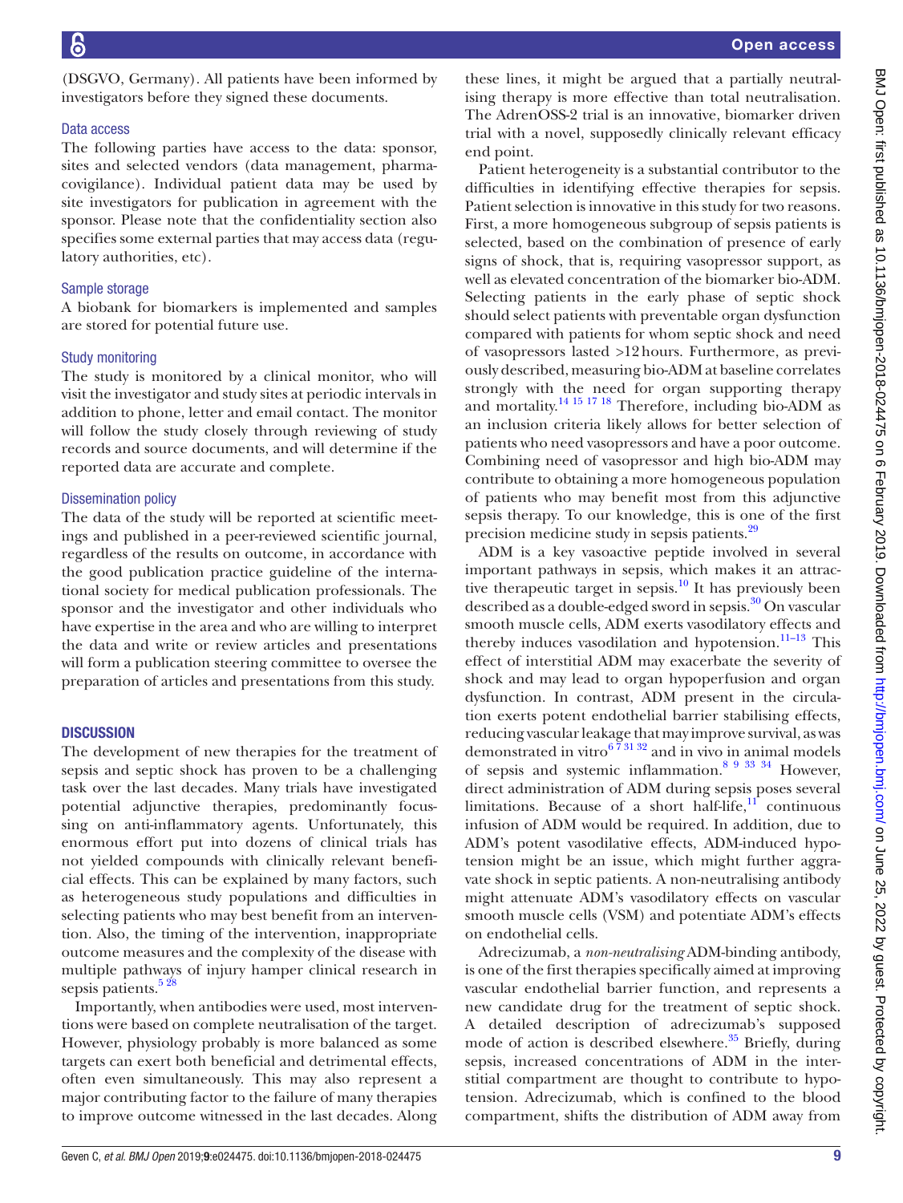(DSGVO, Germany). All patients have been informed by investigators before they signed these documents.

### Data access

The following parties have access to the data: sponsor, sites and selected vendors (data management, pharmacovigilance). Individual patient data may be used by site investigators for publication in agreement with the sponsor. Please note that the confidentiality section also specifies some external parties that may access data (regulatory authorities, etc).

### Sample storage

A biobank for biomarkers is implemented and samples are stored for potential future use.

### Study monitoring

The study is monitored by a clinical monitor, who will visit the investigator and study sites at periodic intervals in addition to phone, letter and email contact. The monitor will follow the study closely through reviewing of study records and source documents, and will determine if the reported data are accurate and complete.

### Dissemination policy

The data of the study will be reported at scientific meetings and published in a peer-reviewed scientific journal, regardless of the results on outcome, in accordance with the good publication practice guideline of the international society for medical publication professionals. The sponsor and the investigator and other individuals who have expertise in the area and who are willing to interpret the data and write or review articles and presentations will form a publication steering committee to oversee the preparation of articles and presentations from this study.

## DISCUSSION

The development of new therapies for the treatment of sepsis and septic shock has proven to be a challenging task over the last decades. Many trials have investigated potential adjunctive therapies, predominantly focussing on anti-inflammatory agents. Unfortunately, this enormous effort put into dozens of clinical trials has not yielded compounds with clinically relevant beneficial effects. This can be explained by many factors, such as heterogeneous study populations and difficulties in selecting patients who may best benefit from an intervention. Also, the timing of the intervention, inappropriate outcome measures and the complexity of the disease with multiple pathways of injury hamper clinical research in sepsis patients.[5 28]

Importantly, when antibodies were used, most interventions were based on complete neutralisation of the target. However, physiology probably is more balanced as some targets can exert both beneficial and detrimental effects, often even simultaneously. This may also represent a major contributing factor to the failure of many therapies to improve outcome witnessed in the last decades. Along these lines, it might be argued that a partially neutralising therapy is more effective than total neutralisation. The AdrenOSS-2 trial is an innovative, biomarker driven trial with a novel, supposedly clinically relevant efficacy end point.

Patient heterogeneity is a substantial contributor to the difficulties in identifying effective therapies for sepsis. Patient selection is innovative in this study for two reasons. First, a more homogeneous subgroup of sepsis patients is selected, based on the combination of presence of early signs of shock, that is, requiring vasopressor support, as well as elevated concentration of the biomarker bio-ADM. Selecting patients in the early phase of septic shock should select patients with preventable organ dysfunction compared with patients for whom septic shock and need of vasopressors lasted >12 hours. Furthermore, as previously described, measuring bio-ADM at baseline correlates strongly with the need for organ supporting therapy and mortality.[14 15 17 18] Therefore, including bio-ADM as an inclusion criteria likely allows for better selection of patients who need vasopressors and have a poor outcome. Combining need of vasopressor and high bio-ADM may contribute to obtaining a more homogeneous population of patients who may benefit most from this adjunctive sepsis therapy. To our knowledge, this is one of the first precision medicine study in sepsis patients.[29]

ADM is a key vasoactive peptide involved in several important pathways in sepsis, which makes it an attractive therapeutic target in sepsis.[10] It has previously been described as a double-edged sword in sepsis.[30] On vascular smooth muscle cells, ADM exerts vasodilatory effects and thereby induces vasodilation and hypotension.[11–13] This effect of interstitial ADM may exacerbate the severity of shock and may lead to organ hypoperfusion and organ dysfunction. In contrast, ADM present in the circulation exerts potent endothelial barrier stabilising effects, reducing vascular leakage that may improve survival, as was demonstrated in vitro[6 7 31 32] and in vivo in animal models of sepsis and systemic inflammation.[8 9 33 34] However, direct administration of ADM during sepsis poses several limitations. Because of a short half-life,[11] continuous infusion of ADM would be required. In addition, due to ADM's potent vasodilative effects, ADM-induced hypotension might be an issue, which might further aggravate shock in septic patients. A non-neutralising antibody might attenuate ADM's vasodilatory effects on vascular smooth muscle cells (VSM) and potentiate ADM's effects on endothelial cells.

Adrecizumab, a *non-neutralising* ADM-binding antibody, is one of the first therapies specifically aimed at improving vascular endothelial barrier function, and represents a new candidate drug for the treatment of septic shock. A detailed description of adrecizumab's supposed mode of action is described elsewhere.[35] Briefly, during sepsis, increased concentrations of ADM in the interstitial compartment are thought to contribute to hypotension. Adrecizumab, which is confined to the blood compartment, shifts the distribution of ADM away from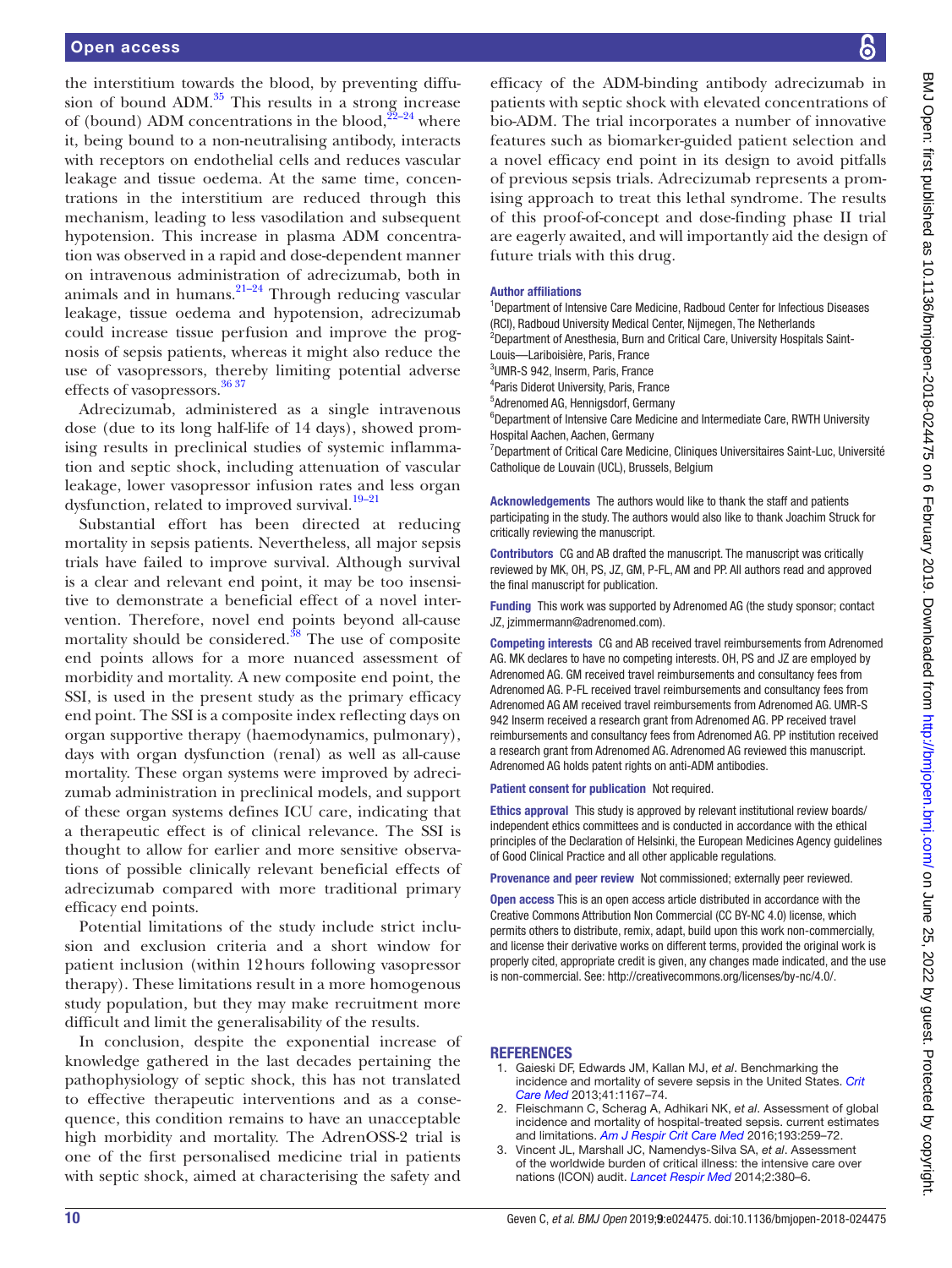the interstitium towards the blood, by preventing diffusion of bound ADM.[35] This results in a strong increase of (bound) ADM concentrations in the blood,[22–24] where it, being bound to a non-neutralising antibody, interacts with receptors on endothelial cells and reduces vascular leakage and tissue oedema. At the same time, concentrations in the interstitium are reduced through this mechanism, leading to less vasodilation and subsequent hypotension. This increase in plasma ADM concentration was observed in a rapid and dose-dependent manner on intravenous administration of adrecizumab, both in animals and in humans.[21–24] Through reducing vascular leakage, tissue oedema and hypotension, adrecizumab could increase tissue perfusion and improve the prognosis of sepsis patients, whereas it might also reduce the use of vasopressors, thereby limiting potential adverse effects of vasopressors.[36 37]

Adrecizumab, administered as a single intravenous dose (due to its long half-life of 14 days), showed promising results in preclinical studies of systemic inflammation and septic shock, including attenuation of vascular leakage, lower vasopressor infusion rates and less organ dysfunction, related to improved survival.[19–21]

Substantial effort has been directed at reducing mortality in sepsis patients. Nevertheless, all major sepsis trials have failed to improve survival. Although survival is a clear and relevant end point, it may be too insensitive to demonstrate a beneficial effect of a novel intervention. Therefore, novel end points beyond all-cause mortality should be considered.[38] The use of composite end points allows for a more nuanced assessment of morbidity and mortality. A new composite end point, the SSI, is used in the present study as the primary efficacy end point. The SSI is a composite index reflecting days on organ supportive therapy (haemodynamics, pulmonary), days with organ dysfunction (renal) as well as all-cause mortality. These organ systems were improved by adrecizumab administration in preclinical models, and support of these organ systems defines ICU care, indicating that a therapeutic effect is of clinical relevance. The SSI is thought to allow for earlier and more sensitive observations of possible clinically relevant beneficial effects of adrecizumab compared with more traditional primary efficacy end points.

Potential limitations of the study include strict inclusion and exclusion criteria and a short window for patient inclusion (within 12 hours following vasopressor therapy). These limitations result in a more homogenous study population, but they may make recruitment more difficult and limit the generalisability of the results.

In conclusion, despite the exponential increase of knowledge gathered in the last decades pertaining the pathophysiology of septic shock, this has not translated to effective therapeutic interventions and as a consequence, this condition remains to have an unacceptable high morbidity and mortality. The AdrenOSS-2 trial is one of the first personalised medicine trial in patients with septic shock, aimed at characterising the safety and efficacy of the ADM-binding antibody adrecizumab in patients with septic shock with elevated concentrations of bio-ADM. The trial incorporates a number of innovative features such as biomarker-guided patient selection and a novel efficacy end point in its design to avoid pitfalls of previous sepsis trials. Adrecizumab represents a promising approach to treat this lethal syndrome. The results of this proof-of-concept and dose-finding phase II trial are eagerly awaited, and will importantly aid the design of future trials with this drug.

**Author affiliations**

[1]Department of Intensive Care Medicine, Radboud Center for Infectious Diseases (RCI), Radboud University Medical Center, Nijmegen, The Netherlands
[2]Department of Anesthesia, Burn and Critical Care, University Hospitals Saint-Louis—Lariboisière, Paris, France
[3]UMR-S 942, Inserm, Paris, France
[4]Paris Diderot University, Paris, France
[5]Adrenomed AG, Hennigsdorf, Germany
[6]Department of Intensive Care Medicine and Intermediate Care, RWTH University Hospital Aachen, Aachen, Germany
[7]Department of Critical Care Medicine, Cliniques Universitaires Saint-Luc, Université Catholique de Louvain (UCL), Brussels, Belgium

**Acknowledgements** The authors would like to thank the staff and patients participating in the study. The authors would also like to thank Joachim Struck for critically reviewing the manuscript.

**Contributors** CG and AB drafted the manuscript. The manuscript was critically reviewed by MK, OH, PS, JZ, GM, P-FL, AM and PP. All authors read and approved the final manuscript for publication.

**Funding** This work was supported by Adrenomed AG (the study sponsor; contact JZ, jzimmermann@adrenomed.com).

**Competing interests** CG and AB received travel reimbursements from Adrenomed AG. MK declares to have no competing interests. OH, PS and JZ are employed by Adrenomed AG. GM received travel reimbursements and consultancy fees from Adrenomed AG. P-FL received travel reimbursements and consultancy fees from Adrenomed AG AM received travel reimbursements from Adrenomed AG. UMR-S 942 Inserm received a research grant from Adrenomed AG. PP received travel reimbursements and consultancy fees from Adrenomed AG. PP institution received a research grant from Adrenomed AG. Adrenomed AG reviewed this manuscript. Adrenomed AG holds patent rights on anti-ADM antibodies.

**Patient consent for publication** Not required.

**Ethics approval** This study is approved by relevant institutional review boards/independent ethics committees and is conducted in accordance with the ethical principles of the Declaration of Helsinki, the European Medicines Agency guidelines of Good Clinical Practice and all other applicable regulations.

**Provenance and peer review** Not commissioned; externally peer reviewed.

**Open access** This is an open access article distributed in accordance with the Creative Commons Attribution Non Commercial (CC BY-NC 4.0) license, which permits others to distribute, remix, adapt, build upon this work non-commercially, and license their derivative works on different terms, provided the original work is properly cited, appropriate credit is given, any changes made indicated, and the use is non-commercial. See: http://creativecommons.org/licenses/by-nc/4.0/.

## REFERENCES

1. Gaieski DF, Edwards JM, Kallan MJ, *et al*. Benchmarking the incidence and mortality of severe sepsis in the United States. *Crit Care Med* 2013;41:1167–74.
2. Fleischmann C, Scherag A, Adhikari NK, *et al*. Assessment of global incidence and mortality of hospital-treated sepsis. current estimates and limitations. *Am J Respir Crit Care Med* 2016;193:259–72.
3. Vincent JL, Marshall JC, Namendys-Silva SA, *et al*. Assessment of the worldwide burden of critical illness: the intensive care over nations (ICON) audit. *Lancet Respir Med* 2014;2:380–6.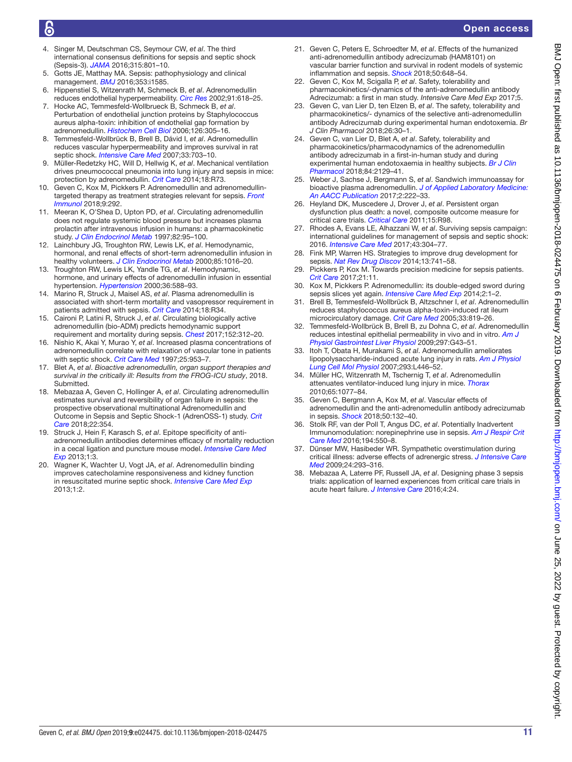4. Singer M, Deutschman CS, Seymour CW, *et al*. The third international consensus definitions for sepsis and septic shock (Sepsis-3). *JAMA* 2016;315:801–10.
5. Gotts JE, Matthay MA. Sepsis: pathophysiology and clinical management. *BMJ* 2016;353:i1585.
6. Hippenstiel S, Witzenrath M, Schmeck B, *et al*. Adrenomedullin reduces endothelial hyperpermeability. *Circ Res* 2002;91:618–25.
7. Hocke AC, Temmesfeld-Wollbrueck B, Schmeck B, *et al*. Perturbation of endothelial junction proteins by Staphylococcus aureus alpha-toxin: inhibition of endothelial gap formation by adrenomedullin. *Histochem Cell Biol* 2006;126:305–16.
8. Temmesfeld-Wollbrück B, Brell B, Dávid I, *et al*. Adrenomedullin reduces vascular hyperpermeability and improves survival in rat septic shock. *Intensive Care Med* 2007;33:703–10.
9. Müller-Redetzky HC, Will D, Hellwig K, *et al*. Mechanical ventilation drives pneumococcal pneumonia into lung injury and sepsis in mice: protection by adrenomedullin. *Crit Care* 2014;18:R73.
10. Geven C, Kox M, Pickkers P. Adrenomedullin and adrenomedullin-targeted therapy as treatment strategies relevant for sepsis. *Front Immunol* 2018;9:292.
11. Meeran K, O'Shea D, Upton PD, *et al*. Circulating adrenomedullin does not regulate systemic blood pressure but increases plasma prolactin after intravenous infusion in humans: a pharmacokinetic study. *J Clin Endocrinol Metab* 1997;82:95–100.
12. Lainchbury JG, Troughton RW, Lewis LK, *et al*. Hemodynamic, hormonal, and renal effects of short-term adrenomedullin infusion in healthy volunteers. *J Clin Endocrinol Metab* 2000;85:1016–20.
13. Troughton RW, Lewis LK, Yandle TG, *et al*. Hemodynamic, hormone, and urinary effects of adrenomedullin infusion in essential hypertension. *Hypertension* 2000;36:588–93.
14. Marino R, Struck J, Maisel AS, *et al*. Plasma adrenomedullin is associated with short-term mortality and vasopressor requirement in patients admitted with sepsis. *Crit Care* 2014;18:R34.
15. Caironi P, Latini R, Struck J, *et al*. Circulating biologically active adrenomedullin (bio-ADM) predicts hemodynamic support requirement and mortality during sepsis. *Chest* 2017;152:312–20.
16. Nishio K, Akai Y, Murao Y, *et al*. Increased plasma concentrations of adrenomedullin correlate with relaxation of vascular tone in patients with septic shock. *Crit Care Med* 1997;25:953–7.
17. Blet A, *et al*. *Bioactive adrenomedullin, organ support therapies and survival in the critically ill: Results from the FROG-ICU study*, 2018. Submitted.
18. Mebazaa A, Geven C, Hollinger A, *et al*. Circulating adrenomedullin estimates survival and reversibility of organ failure in sepsis: the prospective observational multinational Adrenomedullin and Outcome in Sepsis and Septic Shock-1 (AdrenOSS-1) study. *Crit Care* 2018;22:354.
19. Struck J, Hein F, Karasch S, *et al*. Epitope specificity of anti-adrenomedullin antibodies determines efficacy of mortality reduction in a cecal ligation and puncture mouse model. *Intensive Care Med Exp* 2013;1:3.
20. Wagner K, Wachter U, Vogt JA, *et al*. Adrenomedullin binding improves catecholamine responsiveness and kidney function in resuscitated murine septic shock. *Intensive Care Med Exp* 2013;1:2.
21. Geven C, Peters E, Schroedter M, *et al*. Effects of the humanized anti-adrenomedullin antibody adrecizumab (HAM8101) on vascular barrier function and survival in rodent models of systemic inflammation and sepsis. *Shock* 2018;50:648–54.
22. Geven C, Kox M, Scigalla P, *et al*. Safety, tolerability and pharmacokinetics/-dynamics of the anti-adrenomedullin antibody Adrecizumab: a first in man study. *Intensive Care Med Exp* 2017;5.
23. Geven C, van Lier D, ten Elzen B, *et al*. The safety, tolerability and pharmacokinetics/- dynamics of the selective anti-adrenomedullin antibody Adrecizumab during experimental human endotoxemia. *Br J Clin Pharmacol* 2018;26:30–1.
24. Geven C, van Lier D, Blet A, *et al*. Safety, tolerability and pharmacokinetics/pharmacodynamics of the adrenomedullin antibody adrecizumab in a first-in-human study and during experimental human endotoxaemia in healthy subjects. *Br J Clin Pharmacol* 2018;84:2129–41.
25. Weber J, Sachse J, Bergmann S, *et al*. Sandwich immunoassay for bioactive plasma adrenomedullin. *J of Applied Laboratory Medicine: An AACC Publication* 2017;2:222–33.
26. Heyland DK, Muscedere J, Drover J, *et al*. Persistent organ dysfunction plus death: a novel, composite outcome measure for critical care trials. *Critical Care* 2011;15:R98.
27. Rhodes A, Evans LE, Alhazzani W, *et al*. Surviving sepsis campaign: international guidelines for management of sepsis and septic shock: 2016. *Intensive Care Med* 2017;43:304–77.
28. Fink MP, Warren HS. Strategies to improve drug development for sepsis. *Nat Rev Drug Discov* 2014;13:741–58.
29. Pickkers P, Kox M. Towards precision medicine for sepsis patients. *Crit Care* 2017;21:11.
30. Kox M, Pickkers P. Adrenomedullin: its double-edged sword during sepsis slices yet again. *Intensive Care Med Exp* 2014;2:1–2.
31. Brell B, Temmesfeld-Wollbrück B, Altzschner I, *et al*. Adrenomedullin reduces staphylococcus aureus alpha-toxin-induced rat ileum microcirculatory damage. *Crit Care Med* 2005;33:819–26.
32. Temmesfeld-Wollbrück B, Brell B, zu Dohna C, *et al*. Adrenomedullin reduces intestinal epithelial permeability in vivo and in vitro. *Am J Physiol Gastrointest Liver Physiol* 2009;297:G43–51.
33. Itoh T, Obata H, Murakami S, *et al*. Adrenomedullin ameliorates lipopolysaccharide-induced acute lung injury in rats. *Am J Physiol Lung Cell Mol Physiol* 2007;293:L446–52.
34. Müller HC, Witzenrath M, Tschernig T, *et al*. Adrenomedullin attenuates ventilator-induced lung injury in mice. *Thorax* 2010;65:1077–84.
35. Geven C, Bergmann A, Kox M, *et al*. Vascular effects of adrenomedullin and the anti-adrenomedullin antibody adrecizumab in sepsis. *Shock* 2018;50:132–40.
36. Stolk RF, van der Poll T, Angus DC, *et al*. Potentially Inadvertent Immunomodulation: norepinephrine use in sepsis. *Am J Respir Crit Care Med* 2016;194:550–8.
37. Dünser MW, Hasibeder WR. Sympathetic overstimulation during critical illness: adverse effects of adrenergic stress. *J Intensive Care Med* 2009;24:293–316.
38. Mebazaa A, Laterre PF, Russell JA, *et al*. Designing phase 3 sepsis trials: application of learned experiences from critical care trials in acute heart failure. *J Intensive Care* 2016;4:24.